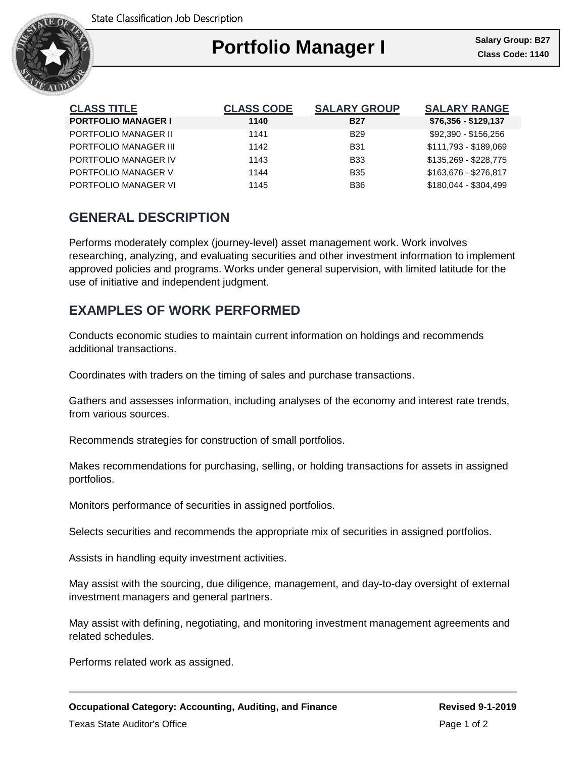State Classification Job Description

# Portfolio Manager I

**Salary Group: B27**
**Class Code: 1140**

| CLASS TITLE | CLASS CODE | SALARY GROUP | SALARY RANGE |
|---|---|---|---|
| **PORTFOLIO MANAGER I** | **1140** | **B27** | **$76,356 - $129,137** |
| PORTFOLIO MANAGER II | 1141 | B29 | $92,390 - $156,256 |
| PORTFOLIO MANAGER III | 1142 | B31 | $111,793 - $189,069 |
| PORTFOLIO MANAGER IV | 1143 | B33 | $135,269 - $228,775 |
| PORTFOLIO MANAGER V | 1144 | B35 | $163,676 - $276,817 |
| PORTFOLIO MANAGER VI | 1145 | B36 | $180,044 - $304,499 |

## GENERAL DESCRIPTION

Performs moderately complex (journey-level) asset management work. Work involves researching, analyzing, and evaluating securities and other investment information to implement approved policies and programs. Works under general supervision, with limited latitude for the use of initiative and independent judgment.

## EXAMPLES OF WORK PERFORMED

Conducts economic studies to maintain current information on holdings and recommends additional transactions.

Coordinates with traders on the timing of sales and purchase transactions.

Gathers and assesses information, including analyses of the economy and interest rate trends, from various sources.

Recommends strategies for construction of small portfolios.

Makes recommendations for purchasing, selling, or holding transactions for assets in assigned portfolios.

Monitors performance of securities in assigned portfolios.

Selects securities and recommends the appropriate mix of securities in assigned portfolios.

Assists in handling equity investment activities.

May assist with the sourcing, due diligence, management, and day-to-day oversight of external investment managers and general partners.

May assist with defining, negotiating, and monitoring investment management agreements and related schedules.

Performs related work as assigned.

**Occupational Category: Accounting, Auditing, and Finance** **Revised 9-1-2019**

Texas State Auditor's Office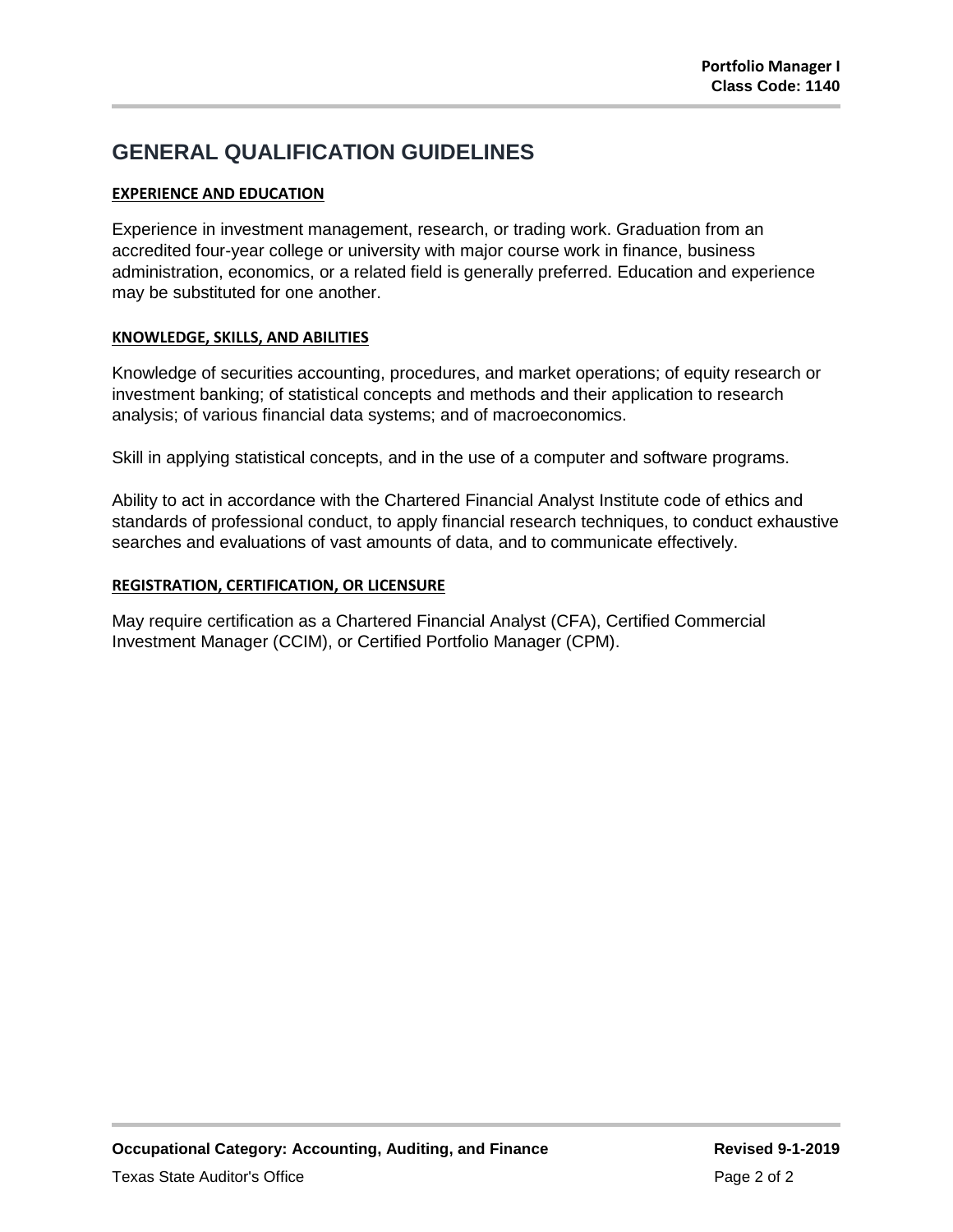# GENERAL QUALIFICATION GUIDELINES

## EXPERIENCE AND EDUCATION

Experience in investment management, research, or trading work. Graduation from an accredited four-year college or university with major course work in finance, business administration, economics, or a related field is generally preferred. Education and experience may be substituted for one another.

## KNOWLEDGE, SKILLS, AND ABILITIES

Knowledge of securities accounting, procedures, and market operations; of equity research or investment banking; of statistical concepts and methods and their application to research analysis; of various financial data systems; and of macroeconomics.

Skill in applying statistical concepts, and in the use of a computer and software programs.

Ability to act in accordance with the Chartered Financial Analyst Institute code of ethics and standards of professional conduct, to apply financial research techniques, to conduct exhaustive searches and evaluations of vast amounts of data, and to communicate effectively.

## REGISTRATION, CERTIFICATION, OR LICENSURE

May require certification as a Chartered Financial Analyst (CFA), Certified Commercial Investment Manager (CCIM), or Certified Portfolio Manager (CPM).